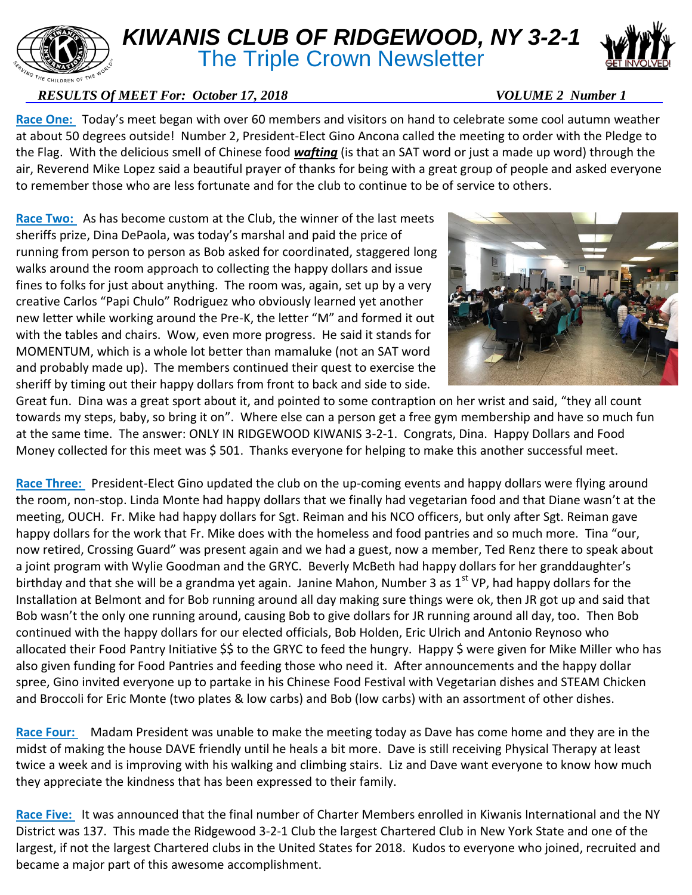# *KIWANIS CLUB OF RIDGEWOOD, NY 3-2-1*

## The Triple Crown Newsletter

***RESULTS Of MEET For: October 17, 2018*** ***VOLUME 2 Number 1***

**Race One:** Today's meet began with over 60 members and visitors on hand to celebrate some cool autumn weather at about 50 degrees outside! Number 2, President-Elect Gino Ancona called the meeting to order with the Pledge to the Flag. With the delicious smell of Chinese food ***wafting*** (is that an SAT word or just a made up word) through the air, Reverend Mike Lopez said a beautiful prayer of thanks for being with a great group of people and asked everyone to remember those who are less fortunate and for the club to continue to be of service to others.

**Race Two:** As has become custom at the Club, the winner of the last meets sheriffs prize, Dina DePaola, was today's marshal and paid the price of running from person to person as Bob asked for coordinated, staggered long walks around the room approach to collecting the happy dollars and issue fines to folks for just about anything. The room was, again, set up by a very creative Carlos "Papi Chulo" Rodriguez who obviously learned yet another new letter while working around the Pre-K, the letter "M" and formed it out with the tables and chairs. Wow, even more progress. He said it stands for MOMENTUM, which is a whole lot better than mamaluke (not an SAT word and probably made up). The members continued their quest to exercise the sheriff by timing out their happy dollars from front to back and side to side. Great fun. Dina was a great sport about it, and pointed to some contraption on her wrist and said, "they all count towards my steps, baby, so bring it on". Where else can a person get a free gym membership and have so much fun at the same time. The answer: ONLY IN RIDGEWOOD KIWANIS 3-2-1. Congrats, Dina. Happy Dollars and Food Money collected for this meet was $ 501. Thanks everyone for helping to make this another successful meet.

**Race Three:** President-Elect Gino updated the club on the up-coming events and happy dollars were flying around the room, non-stop. Linda Monte had happy dollars that we finally had vegetarian food and that Diane wasn't at the meeting, OUCH. Fr. Mike had happy dollars for Sgt. Reiman and his NCO officers, but only after Sgt. Reiman gave happy dollars for the work that Fr. Mike does with the homeless and food pantries and so much more. Tina "our, now retired, Crossing Guard" was present again and we had a guest, now a member, Ted Renz there to speak about a joint program with Wylie Goodman and the GRYC. Beverly McBeth had happy dollars for her granddaughter's birthday and that she will be a grandma yet again. Janine Mahon, Number 3 as 1st VP, had happy dollars for the Installation at Belmont and for Bob running around all day making sure things were ok, then JR got up and said that Bob wasn't the only one running around, causing Bob to give dollars for JR running around all day, too. Then Bob continued with the happy dollars for our elected officials, Bob Holden, Eric Ulrich and Antonio Reynoso who allocated their Food Pantry Initiative $$ to the GRYC to feed the hungry. Happy $ were given for Mike Miller who has also given funding for Food Pantries and feeding those who need it. After announcements and the happy dollar spree, Gino invited everyone up to partake in his Chinese Food Festival with Vegetarian dishes and STEAM Chicken and Broccoli for Eric Monte (two plates & low carbs) and Bob (low carbs) with an assortment of other dishes.

**Race Four:** Madam President was unable to make the meeting today as Dave has come home and they are in the midst of making the house DAVE friendly until he heals a bit more. Dave is still receiving Physical Therapy at least twice a week and is improving with his walking and climbing stairs. Liz and Dave want everyone to know how much they appreciate the kindness that has been expressed to their family.

**Race Five:** It was announced that the final number of Charter Members enrolled in Kiwanis International and the NY District was 137. This made the Ridgewood 3-2-1 Club the largest Chartered Club in New York State and one of the largest, if not the largest Chartered clubs in the United States for 2018. Kudos to everyone who joined, recruited and became a major part of this awesome accomplishment.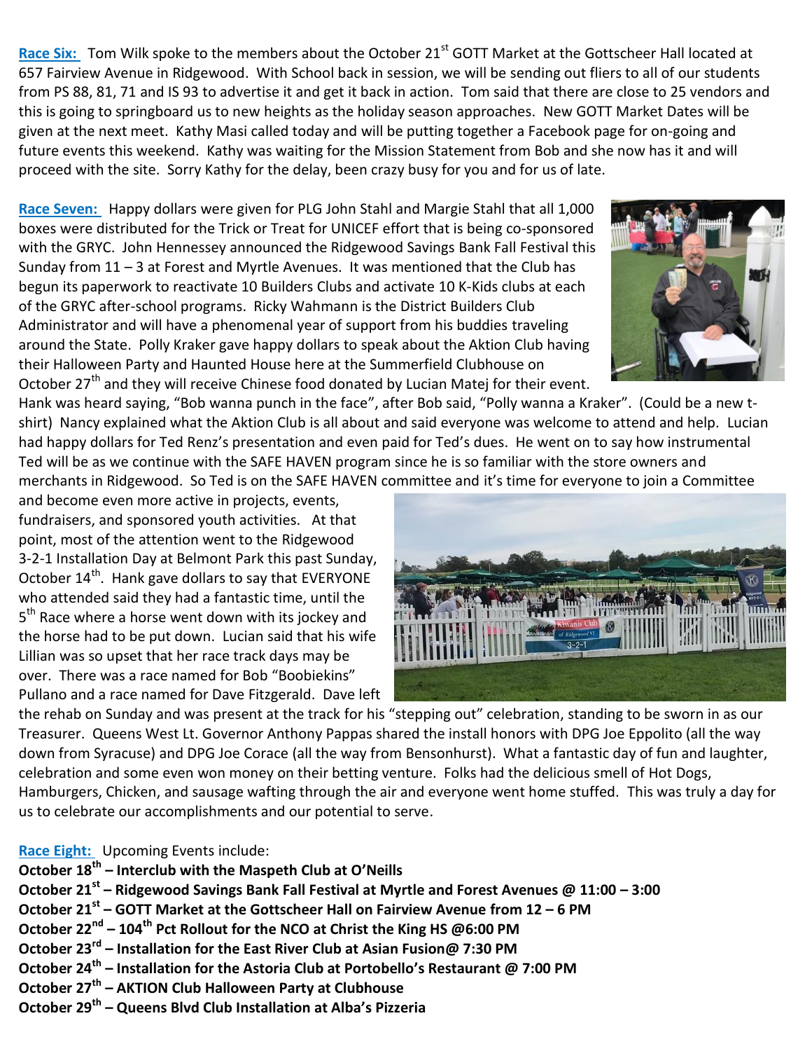**Race Six:** Tom Wilk spoke to the members about the October 21st GOTT Market at the Gottscheer Hall located at 657 Fairview Avenue in Ridgewood. With School back in session, we will be sending out fliers to all of our students from PS 88, 81, 71 and IS 93 to advertise it and get it back in action. Tom said that there are close to 25 vendors and this is going to springboard us to new heights as the holiday season approaches. New GOTT Market Dates will be given at the next meet. Kathy Masi called today and will be putting together a Facebook page for on-going and future events this weekend. Kathy was waiting for the Mission Statement from Bob and she now has it and will proceed with the site. Sorry Kathy for the delay, been crazy busy for you and for us of late.

**Race Seven:** Happy dollars were given for PLG John Stahl and Margie Stahl that all 1,000 boxes were distributed for the Trick or Treat for UNICEF effort that is being co-sponsored with the GRYC. John Hennessey announced the Ridgewood Savings Bank Fall Festival this Sunday from 11 – 3 at Forest and Myrtle Avenues. It was mentioned that the Club has begun its paperwork to reactivate 10 Builders Clubs and activate 10 K-Kids clubs at each of the GRYC after-school programs. Ricky Wahmann is the District Builders Club Administrator and will have a phenomenal year of support from his buddies traveling around the State. Polly Kraker gave happy dollars to speak about the Aktion Club having their Halloween Party and Haunted House here at the Summerfield Clubhouse on October 27th and they will receive Chinese food donated by Lucian Matej for their event. Hank was heard saying, "Bob wanna punch in the face", after Bob said, "Polly wanna a Kraker". (Could be a new t-shirt) Nancy explained what the Aktion Club is all about and said everyone was welcome to attend and help. Lucian had happy dollars for Ted Renz's presentation and even paid for Ted's dues. He went on to say how instrumental Ted will be as we continue with the SAFE HAVEN program since he is so familiar with the store owners and merchants in Ridgewood. So Ted is on the SAFE HAVEN committee and it's time for everyone to join a Committee and become even more active in projects, events, fundraisers, and sponsored youth activities. At that point, most of the attention went to the Ridgewood 3-2-1 Installation Day at Belmont Park this past Sunday, October 14th. Hank gave dollars to say that EVERYONE who attended said they had a fantastic time, until the 5th Race where a horse went down with its jockey and the horse had to be put down. Lucian said that his wife Lillian was so upset that her race track days may be over. There was a race named for Bob "Boobiekins" Pullano and a race named for Dave Fitzgerald. Dave left the rehab on Sunday and was present at the track for his "stepping out" celebration, standing to be sworn in as our Treasurer. Queens West Lt. Governor Anthony Pappas shared the install honors with DPG Joe Eppolito (all the way down from Syracuse) and DPG Joe Corace (all the way from Bensonhurst). What a fantastic day of fun and laughter, celebration and some even won money on their betting venture. Folks had the delicious smell of Hot Dogs, Hamburgers, Chicken, and sausage wafting through the air and everyone went home stuffed. This was truly a day for us to celebrate our accomplishments and our potential to serve.

**Race Eight:** Upcoming Events include:

**October 18th – Interclub with the Maspeth Club at O'Neills**
**October 21st – Ridgewood Savings Bank Fall Festival at Myrtle and Forest Avenues @ 11:00 – 3:00**
**October 21st – GOTT Market at the Gottscheer Hall on Fairview Avenue from 12 – 6 PM**
**October 22nd – 104th Pct Rollout for the NCO at Christ the King HS @6:00 PM**
**October 23rd – Installation for the East River Club at Asian Fusion@ 7:30 PM**
**October 24th – Installation for the Astoria Club at Portobello's Restaurant @ 7:00 PM**
**October 27th – AKTION Club Halloween Party at Clubhouse**
**October 29th – Queens Blvd Club Installation at Alba's Pizzeria**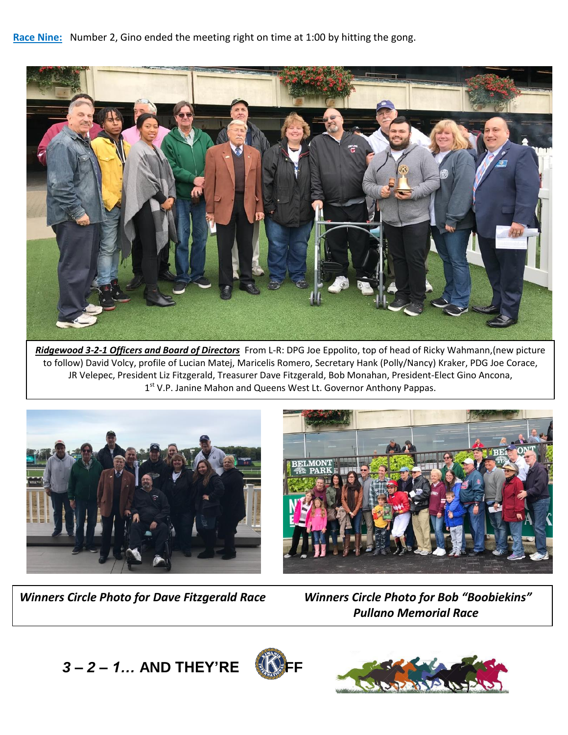**Race Nine:** Number 2, Gino ended the meeting right on time at 1:00 by hitting the gong.

***Ridgewood 3-2-1 Officers and Board of Directors*** From L-R: DPG Joe Eppolito, top of head of Ricky Wahmann,(new picture to follow) David Volcy, profile of Lucian Matej, Maricelis Romero, Secretary Hank (Polly/Nancy) Kraker, PDG Joe Corace, JR Velepec, President Liz Fitzgerald, Treasurer Dave Fitzgerald, Bob Monahan, President-Elect Gino Ancona, 1st V.P. Janine Mahon and Queens West Lt. Governor Anthony Pappas.

***Winners Circle Photo for Dave Fitzgerald Race***

***Winners Circle Photo for Bob "Boobiekins" Pullano Memorial Race***

***3 – 2 – 1…* AND THEY'RE OFF**